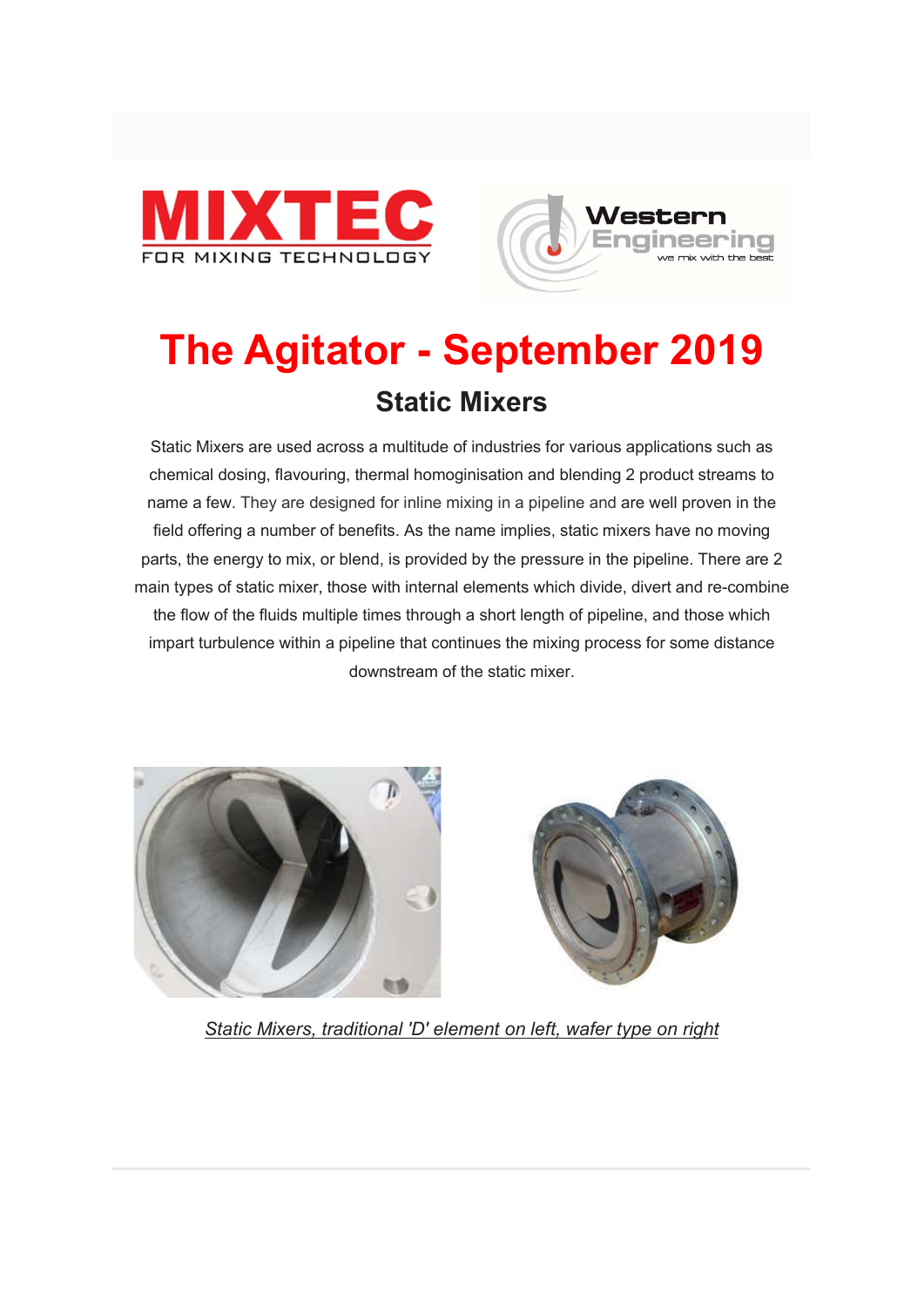# The Agitator - September 2019

## Static Mixers

Static Mixers are used across a multitude of industries for various applications such as chemical dosing, flavouring, thermal homoginisation and blending 2 product streams to name a few. They are designed for inline mixing in a pipeline and are well proven in the field offering a number of benefits. As the name implies, static mixers have no moving parts, the energy to mix, or blend, is provided by the pressure in the pipeline. There are 2 main types of static mixer, those with internal elements which divide, divert and re-combine the flow of the fluids multiple times through a short length of pipeline, and those which impart turbulence within a pipeline that continues the mixing process for some distance downstream of the static mixer.

*Static Mixers, traditional 'D' element on left, wafer type on right*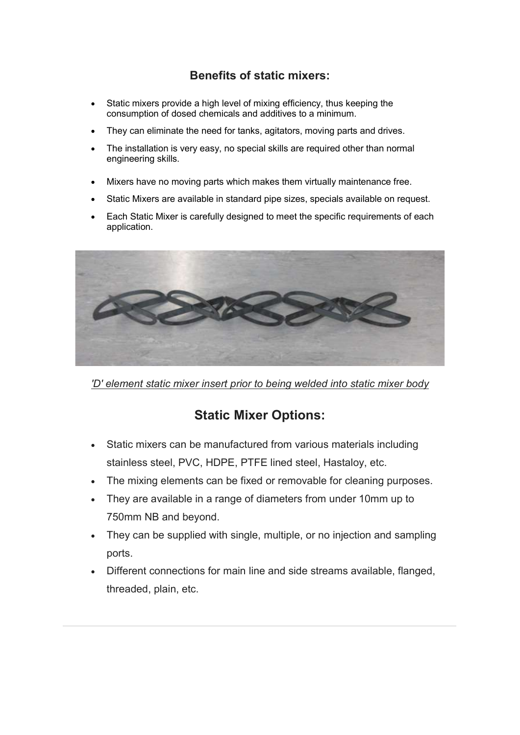## Benefits of static mixers:

- Static mixers provide a high level of mixing efficiency, thus keeping the consumption of dosed chemicals and additives to a minimum.
- They can eliminate the need for tanks, agitators, moving parts and drives.
- The installation is very easy, no special skills are required other than normal engineering skills.
- Mixers have no moving parts which makes them virtually maintenance free.
- Static Mixers are available in standard pipe sizes, specials available on request.
- Each Static Mixer is carefully designed to meet the specific requirements of each application.

*'D' element static mixer insert prior to being welded into static mixer body*

## Static Mixer Options:

- Static mixers can be manufactured from various materials including stainless steel, PVC, HDPE, PTFE lined steel, Hastaloy, etc.
- The mixing elements can be fixed or removable for cleaning purposes.
- They are available in a range of diameters from under 10mm up to 750mm NB and beyond.
- They can be supplied with single, multiple, or no injection and sampling ports.
- Different connections for main line and side streams available, flanged, threaded, plain, etc.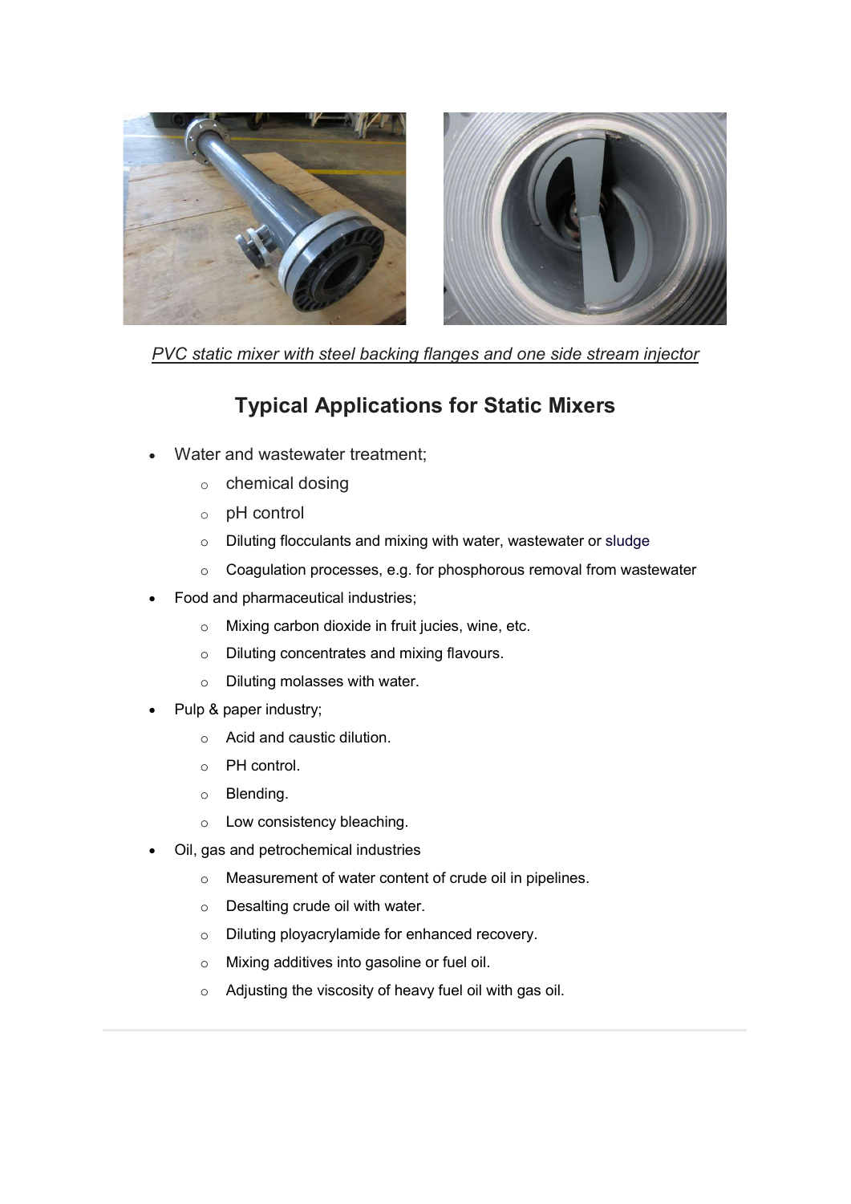*PVC static mixer with steel backing flanges and one side stream injector*

## Typical Applications for Static Mixers

- Water and wastewater treatment;
  - chemical dosing
  - pH control
  - Diluting flocculants and mixing with water, wastewater or sludge
  - Coagulation processes, e.g. for phosphorous removal from wastewater
- Food and pharmaceutical industries;
  - Mixing carbon dioxide in fruit jucies, wine, etc.
  - Diluting concentrates and mixing flavours.
  - Diluting molasses with water.
- Pulp & paper industry;
  - Acid and caustic dilution.
  - PH control.
  - Blending.
  - Low consistency bleaching.
- Oil, gas and petrochemical industries
  - Measurement of water content of crude oil in pipelines.
  - Desalting crude oil with water.
  - Diluting ployacrylamide for enhanced recovery.
  - Mixing additives into gasoline or fuel oil.
  - Adjusting the viscosity of heavy fuel oil with gas oil.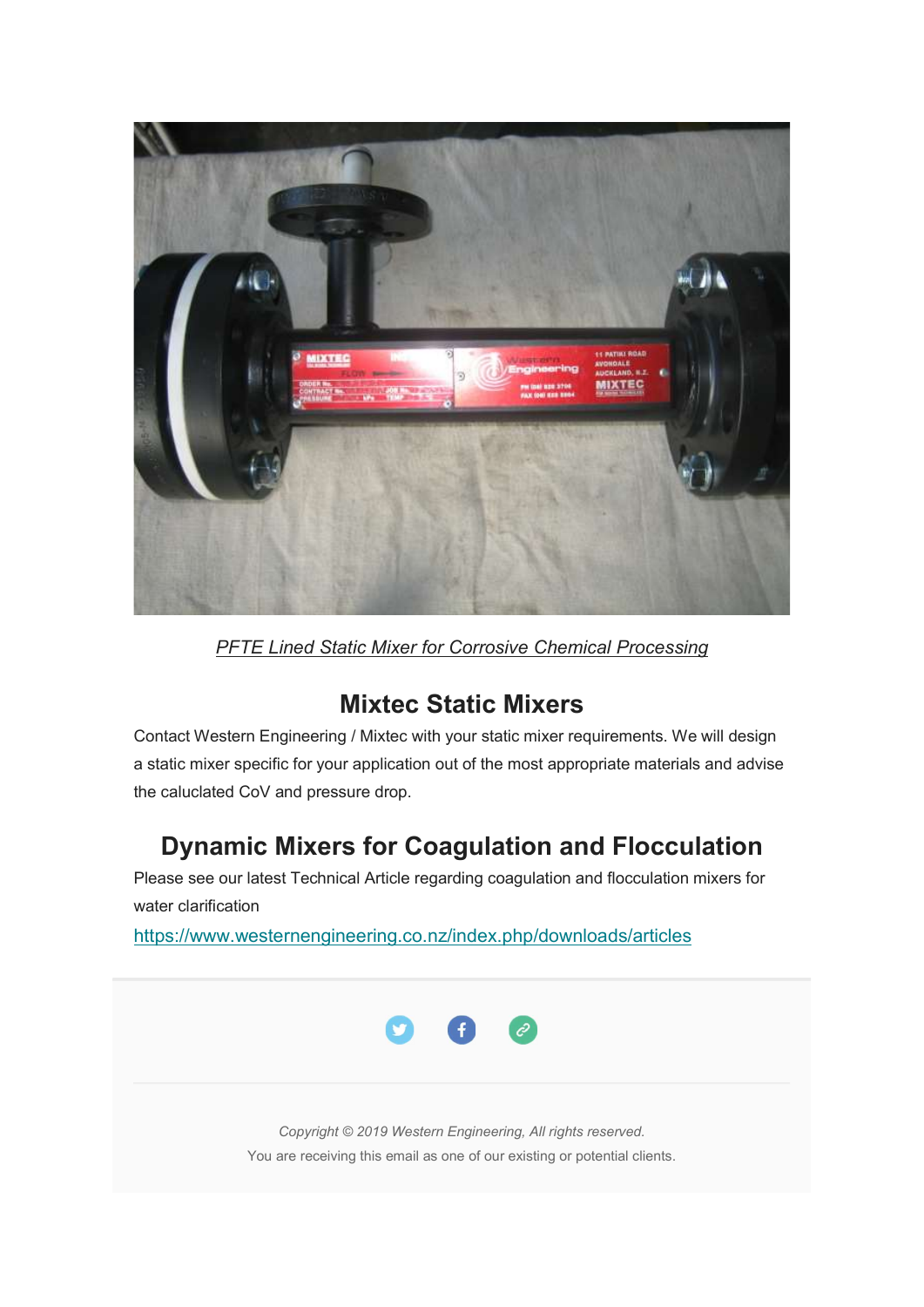*PFTE Lined Static Mixer for Corrosive Chemical Processing*

## Mixtec Static Mixers

Contact Western Engineering / Mixtec with your static mixer requirements. We will design a static mixer specific for your application out of the most appropriate materials and advise the caluclated CoV and pressure drop.

## Dynamic Mixers for Coagulation and Flocculation

Please see our latest Technical Article regarding coagulation and flocculation mixers for water clarification

https://www.westernengineering.co.nz/index.php/downloads/articles

*Copyright © 2019 Western Engineering, All rights reserved.*

You are receiving this email as one of our existing or potential clients.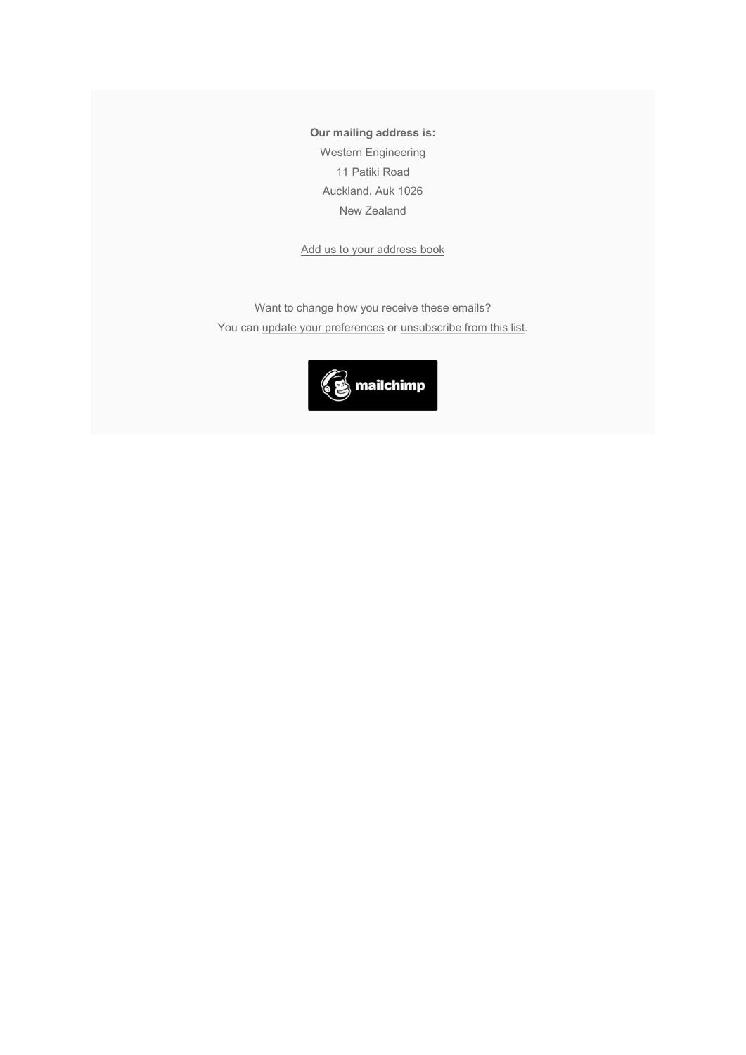**Our mailing address is:**
Western Engineering
11 Patiki Road
Auckland, Auk 1026
New Zealand

Add us to your address book

Want to change how you receive these emails?
You can update your preferences or unsubscribe from this list.